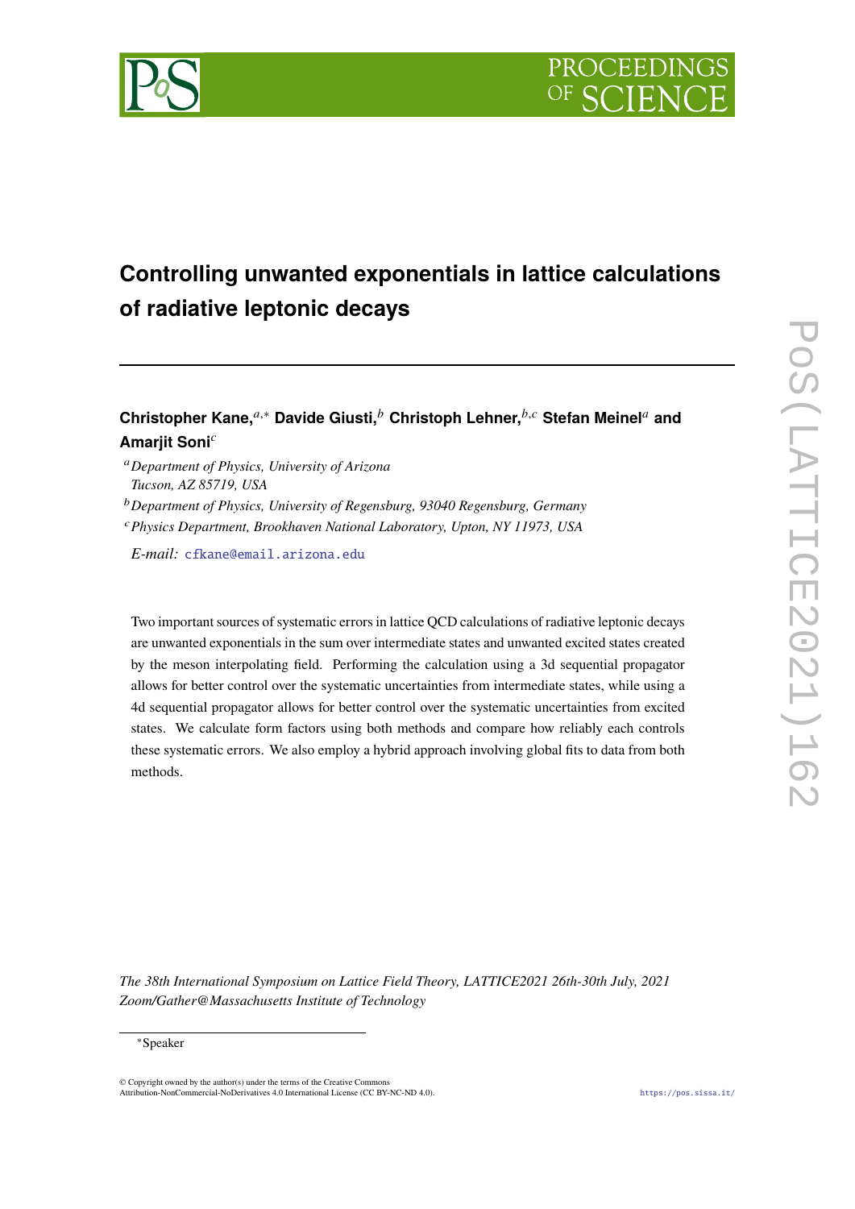# Controlling unwanted exponentials in lattice calculations of radiative leptonic decays

**Christopher Kane,**[a,*] **Davide Giusti,**[b] **Christoph Lehner,**[b,c] **Stefan Meinel**[a] **and Amarjit Soni**[c]

[a] *Department of Physics, University of Arizona Tucson, AZ 85719, USA*

[b] *Department of Physics, University of Regensburg, 93040 Regensburg, Germany*

[c] *Physics Department, Brookhaven National Laboratory, Upton, NY 11973, USA*

*E-mail:* cfkane@email.arizona.edu

Two important sources of systematic errors in lattice QCD calculations of radiative leptonic decays are unwanted exponentials in the sum over intermediate states and unwanted excited states created by the meson interpolating field. Performing the calculation using a 3d sequential propagator allows for better control over the systematic uncertainties from intermediate states, while using a 4d sequential propagator allows for better control over the systematic uncertainties from excited states. We calculate form factors using both methods and compare how reliably each controls these systematic errors. We also employ a hybrid approach involving global fits to data from both methods.

*The 38th International Symposium on Lattice Field Theory, LATTICE2021 26th-30th July, 2021 Zoom/Gather@Massachusetts Institute of Technology*

[*] Speaker

© Copyright owned by the author(s) under the terms of the Creative Commons Attribution-NonCommercial-NoDerivatives 4.0 International License (CC BY-NC-ND 4.0).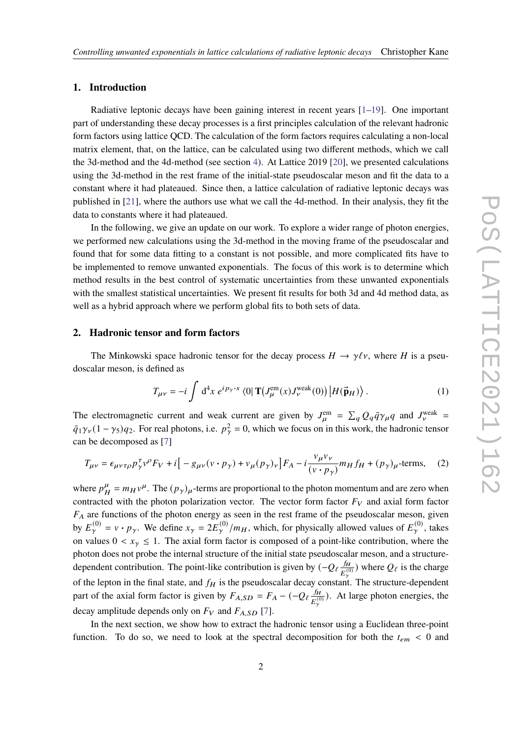## 1. Introduction

Radiative leptonic decays have been gaining interest in recent years [1–19]. One important part of understanding these decay processes is a first principles calculation of the relevant hadronic form factors using lattice QCD. The calculation of the form factors requires calculating a non-local matrix element, that, on the lattice, can be calculated using two different methods, which we call the 3d-method and the 4d-method (see section 4). At Lattice 2019 [20], we presented calculations using the 3d-method in the rest frame of the initial-state pseudoscalar meson and fit the data to a constant where it had plateaued. Since then, a lattice calculation of radiative leptonic decays was published in [21], where the authors use what we call the 4d-method. In their analysis, they fit the data to constants where it had plateaued.

In the following, we give an update on our work. To explore a wider range of photon energies, we performed new calculations using the 3d-method in the moving frame of the pseudoscalar and found that for some data fitting to a constant is not possible, and more complicated fits have to be implemented to remove unwanted exponentials. The focus of this work is to determine which method results in the best control of systematic uncertainties from these unwanted exponentials with the smallest statistical uncertainties. We present fit results for both 3d and 4d method data, as well as a hybrid approach where we perform global fits to both sets of data.

## 2. Hadronic tensor and form factors

The Minkowski space hadronic tensor for the decay process $H \to \gamma \ell \nu$, where $H$ is a pseudoscalar meson, is defined as

$$T_{\mu\nu} = -i \int \mathrm{d}^4 x \; e^{i p_\gamma \cdot x} \left\langle 0 \right| \mathbf{T}\big(J_\mu^{\mathrm{em}}(x) J_\nu^{\mathrm{weak}}(0)\big) \left| H(\vec{\mathbf{p}}_H) \right\rangle . \tag{1}$$

The electromagnetic current and weak current are given by $J_\mu^{\mathrm{em}} = \sum_q Q_q \bar{q} \gamma_\mu q$ and $J_\nu^{\mathrm{weak}} = \bar{q}_1 \gamma_\nu (1 - \gamma_5) q_2$. For real photons, i.e. $p_\gamma^2 = 0$, which we focus on in this work, the hadronic tensor can be decomposed as [7]

$$T_{\mu\nu} = \epsilon_{\mu\nu\tau\rho} p_\gamma^\tau v^\rho F_V + i\big[ - g_{\mu\nu}(v \cdot p_\gamma) + v_\mu (p_\gamma)_\nu \big] F_A - i \frac{v_\mu v_\nu}{(v \cdot p_\gamma)} m_H f_H + (p_\gamma)_\mu\text{-terms}, \tag{2}$$

where $p_H^\mu = m_H v^\mu$. The $(p_\gamma)_\mu$-terms are proportional to the photon momentum and are zero when contracted with the photon polarization vector. The vector form factor $F_V$ and axial form factor $F_A$ are functions of the photon energy as seen in the rest frame of the pseudoscalar meson, given by $E_\gamma^{(0)} = v \cdot p_\gamma$. We define $x_\gamma = 2E_\gamma^{(0)}/m_H$, which, for physically allowed values of $E_\gamma^{(0)}$, takes on values $0 < x_\gamma \leq 1$. The axial form factor is composed of a point-like contribution, where the photon does not probe the internal structure of the initial state pseudoscalar meson, and a structure-dependent contribution. The point-like contribution is given by $(-Q_\ell \frac{f_H}{E_\gamma^{(0)}})$ where $Q_\ell$ is the charge of the lepton in the final state, and $f_H$ is the pseudoscalar decay constant. The structure-dependent part of the axial form factor is given by $F_{A,SD} = F_A - (-Q_\ell \frac{f_H}{E_\gamma^{(0)}})$. At large photon energies, the decay amplitude depends only on $F_V$ and $F_{A,SD}$ [7].

In the next section, we show how to extract the hadronic tensor using a Euclidean three-point function. To do so, we need to look at the spectral decomposition for both the $t_{em} < 0$ and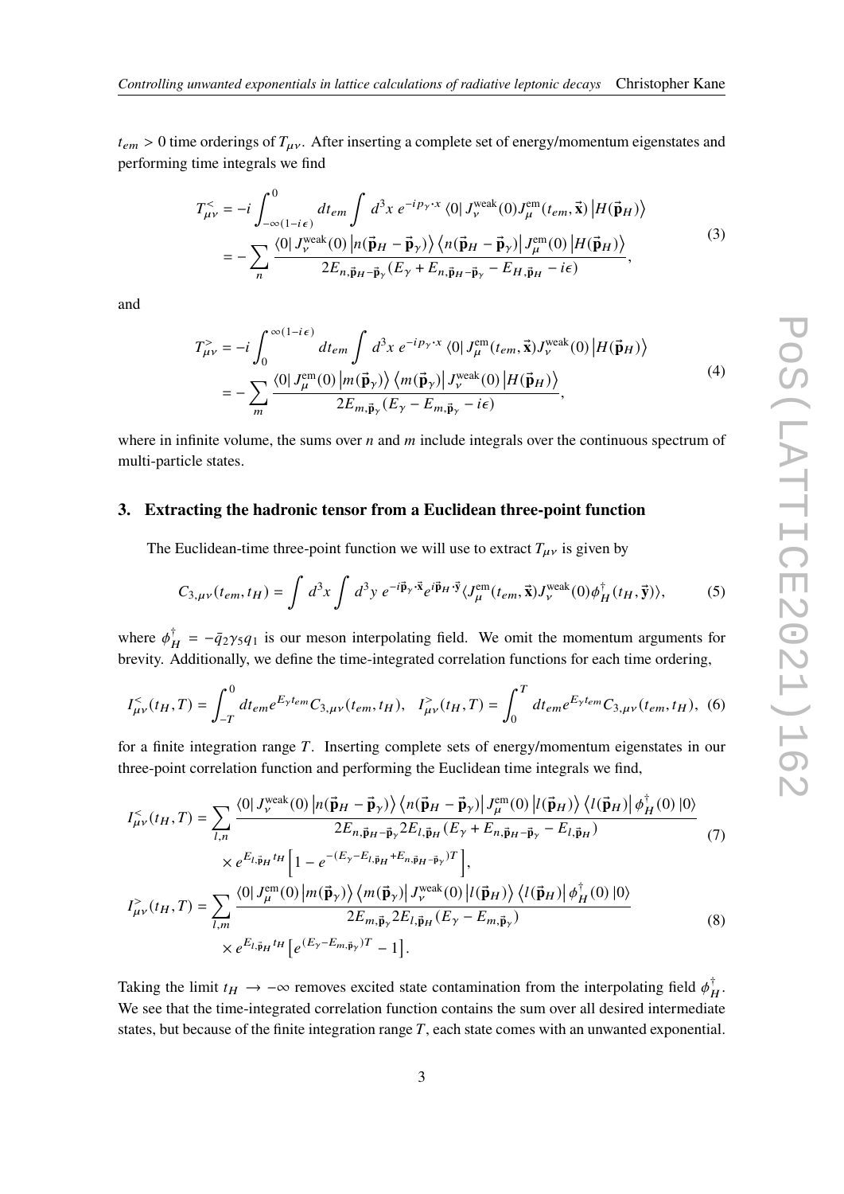$t_{em} > 0$ time orderings of $T_{\mu\nu}$. After inserting a complete set of energy/momentum eigenstates and performing time integrals we find

$$
\begin{aligned}
T^{<}_{\mu\nu} &= -i\int_{-\infty(1-i\epsilon)}^{0} dt_{em}\int d^3x\, e^{-ip_\gamma\cdot x}\,\langle 0|\, J^{\rm weak}_{\nu}(0) J^{\rm em}_{\mu}(t_{em},\vec{\mathbf{x}})\,|H(\vec{\mathbf{p}}_H)\rangle \\
&= -\sum_n \frac{\langle 0|\, J^{\rm weak}_{\nu}(0)\,|n(\vec{\mathbf{p}}_H-\vec{\mathbf{p}}_\gamma)\rangle\,\langle n(\vec{\mathbf{p}}_H-\vec{\mathbf{p}}_\gamma)|\, J^{\rm em}_{\mu}(0)\,|H(\vec{\mathbf{p}}_H)\rangle}{2E_{n,\vec{\mathbf{p}}_H-\vec{\mathbf{p}}_\gamma}(E_\gamma+E_{n,\vec{\mathbf{p}}_H-\vec{\mathbf{p}}_\gamma}-E_{H,\vec{\mathbf{p}}_H}-i\epsilon)},
\end{aligned}
\tag{3}
$$

and

$$
\begin{aligned}
T^{>}_{\mu\nu} &= -i\int_{0}^{\infty(1-i\epsilon)} dt_{em}\int d^3x\, e^{-ip_\gamma\cdot x}\,\langle 0|\, J^{\rm em}_{\mu}(t_{em},\vec{\mathbf{x}}) J^{\rm weak}_{\nu}(0)\,|H(\vec{\mathbf{p}}_H)\rangle \\
&= -\sum_m \frac{\langle 0|\, J^{\rm em}_{\mu}(0)\,|m(\vec{\mathbf{p}}_\gamma)\rangle\,\langle m(\vec{\mathbf{p}}_\gamma)|\, J^{\rm weak}_{\nu}(0)\,|H(\vec{\mathbf{p}}_H)\rangle}{2E_{m,\vec{\mathbf{p}}_\gamma}(E_\gamma-E_{m,\vec{\mathbf{p}}_\gamma}-i\epsilon)},
\end{aligned}
\tag{4}
$$

where in infinite volume, the sums over $n$ and $m$ include integrals over the continuous spectrum of multi-particle states.

## 3. Extracting the hadronic tensor from a Euclidean three-point function

The Euclidean-time three-point function we will use to extract $T_{\mu\nu}$ is given by

$$
C_{3,\mu\nu}(t_{em},t_H) = \int d^3x \int d^3y\, e^{-i\vec{\mathbf{p}}_\gamma\cdot\vec{\mathbf{x}}} e^{i\vec{\mathbf{p}}_H\cdot\vec{\mathbf{y}}}\langle J^{\rm em}_{\mu}(t_{em},\vec{\mathbf{x}}) J^{\rm weak}_{\nu}(0)\phi^\dagger_H(t_H,\vec{\mathbf{y}})\rangle,
\tag{5}
$$

where $\phi^\dagger_H = -\bar{q}_2\gamma_5 q_1$ is our meson interpolating field. We omit the momentum arguments for brevity. Additionally, we define the time-integrated correlation functions for each time ordering,

$$
I^{<}_{\mu\nu}(t_H,T) = \int_{-T}^{0} dt_{em} e^{E_\gamma t_{em}} C_{3,\mu\nu}(t_{em},t_H), \quad I^{>}_{\mu\nu}(t_H,T) = \int_{0}^{T} dt_{em} e^{E_\gamma t_{em}} C_{3,\mu\nu}(t_{em},t_H),
\tag{6}
$$

for a finite integration range $T$. Inserting complete sets of energy/momentum eigenstates in our three-point correlation function and performing the Euclidean time integrals we find,

$$
\begin{aligned}
I^{<}_{\mu\nu}(t_H,T) &= \sum_{l,n} \frac{\langle 0|\, J^{\rm weak}_{\nu}(0)\,|n(\vec{\mathbf{p}}_H-\vec{\mathbf{p}}_\gamma)\rangle\,\langle n(\vec{\mathbf{p}}_H-\vec{\mathbf{p}}_\gamma)|\, J^{\rm em}_{\mu}(0)\,|l(\vec{\mathbf{p}}_H)\rangle\,\langle l(\vec{\mathbf{p}}_H)|\,\phi^\dagger_H(0)\,|0\rangle}{2E_{n,\vec{\mathbf{p}}_H-\vec{\mathbf{p}}_\gamma} 2E_{l,\vec{\mathbf{p}}_H}(E_\gamma+E_{n,\vec{\mathbf{p}}_H-\vec{\mathbf{p}}_\gamma}-E_{l,\vec{\mathbf{p}}_H})} \\
&\quad\times e^{E_{l,\vec{\mathbf{p}}_H} t_H}\left[1-e^{-(E_\gamma-E_{l,\vec{\mathbf{p}}_H}+E_{n,\vec{\mathbf{p}}_H-\vec{\mathbf{p}}_\gamma})T}\right],
\end{aligned}
\tag{7}
$$

$$
\begin{aligned}
I^{>}_{\mu\nu}(t_H,T) &= \sum_{l,m} \frac{\langle 0|\, J^{\rm em}_{\mu}(0)\,|m(\vec{\mathbf{p}}_\gamma)\rangle\,\langle m(\vec{\mathbf{p}}_\gamma)|\, J^{\rm weak}_{\nu}(0)\,|l(\vec{\mathbf{p}}_H)\rangle\,\langle l(\vec{\mathbf{p}}_H)|\,\phi^\dagger_H(0)\,|0\rangle}{2E_{m,\vec{\mathbf{p}}_\gamma} 2E_{l,\vec{\mathbf{p}}_H}(E_\gamma-E_{m,\vec{\mathbf{p}}_\gamma})} \\
&\quad\times e^{E_{l,\vec{\mathbf{p}}_H} t_H}\left[e^{(E_\gamma-E_{m,\vec{\mathbf{p}}_\gamma})T}-1\right].
\end{aligned}
\tag{8}
$$

Taking the limit $t_H \to -\infty$ removes excited state contamination from the interpolating field $\phi^\dagger_H$. We see that the time-integrated correlation function contains the sum over all desired intermediate states, but because of the finite integration range $T$, each state comes with an unwanted exponential.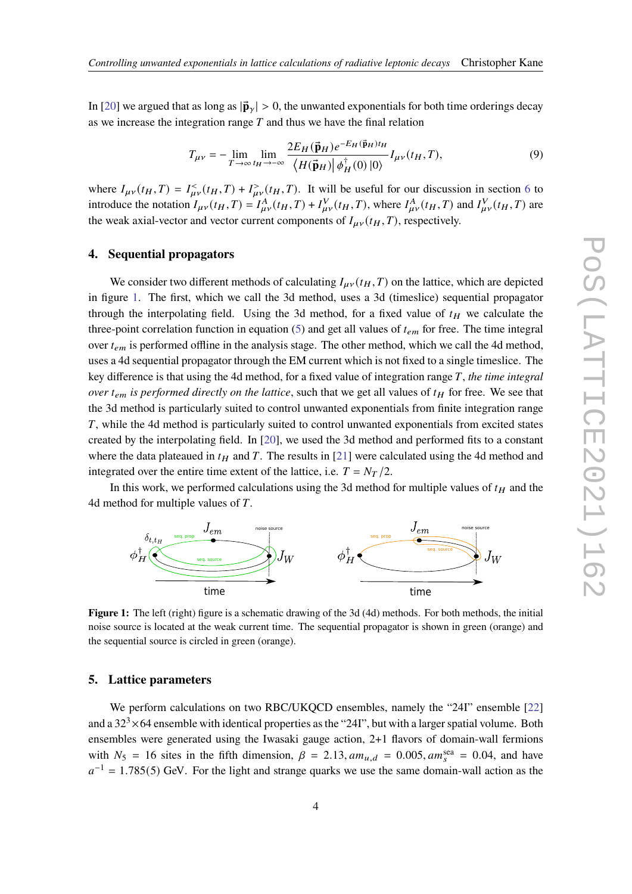In [20] we argued that as long as $|\vec{\mathbf{p}}_\gamma| > 0$, the unwanted exponentials for both time orderings decay as we increase the integration range $T$ and thus we have the final relation

$$T_{\mu\nu} = -\lim_{T\to\infty}\lim_{t_H\to-\infty} \frac{2E_H(\vec{\mathbf{p}}_H)e^{-E_H(\vec{\mathbf{p}}_H)t_H}}{\langle H(\vec{\mathbf{p}}_H)|\,\phi_H^\dagger(0)\,|0\rangle} I_{\mu\nu}(t_H,T), \tag{9}$$

where $I_{\mu\nu}(t_H,T) = I^{<}_{\mu\nu}(t_H,T) + I^{>}_{\mu\nu}(t_H,T)$. It will be useful for our discussion in section 6 to introduce the notation $I_{\mu\nu}(t_H,T) = I^{A}_{\mu\nu}(t_H,T) + I^{V}_{\mu\nu}(t_H,T)$, where $I^{A}_{\mu\nu}(t_H,T)$ and $I^{V}_{\mu\nu}(t_H,T)$ are the weak axial-vector and vector current components of $I_{\mu\nu}(t_H,T)$, respectively.

## 4. Sequential propagators

We consider two different methods of calculating $I_{\mu\nu}(t_H,T)$ on the lattice, which are depicted in figure 1. The first, which we call the 3d method, uses a 3d (timeslice) sequential propagator through the interpolating field. Using the 3d method, for a fixed value of $t_H$ we calculate the three-point correlation function in equation (5) and get all values of $t_{em}$ for free. The time integral over $t_{em}$ is performed offline in the analysis stage. The other method, which we call the 4d method, uses a 4d sequential propagator through the EM current which is not fixed to a single timeslice. The key difference is that using the 4d method, for a fixed value of integration range $T$, *the time integral over $t_{em}$ is performed directly on the lattice*, such that we get all values of $t_H$ for free. We see that the 3d method is particularly suited to control unwanted exponentials from finite integration range $T$, while the 4d method is particularly suited to control unwanted exponentials from excited states created by the interpolating field. In [20], we used the 3d method and performed fits to a constant where the data plateaued in $t_H$ and $T$. The results in [21] were calculated using the 4d method and integrated over the entire time extent of the lattice, i.e. $T = N_T/2$.

In this work, we performed calculations using the 3d method for multiple values of $t_H$ and the 4d method for multiple values of $T$.

**Figure 1:** The left (right) figure is a schematic drawing of the 3d (4d) methods. For both methods, the initial noise source is located at the weak current time. The sequential propagator is shown in green (orange) and the sequential source is circled in green (orange).

## 5. Lattice parameters

We perform calculations on two RBC/UKQCD ensembles, namely the "24I" ensemble [22] and a $32^3\times64$ ensemble with identical properties as the "24I", but with a larger spatial volume. Both ensembles were generated using the Iwasaki gauge action, 2+1 flavors of domain-wall fermions with $N_5 = 16$ sites in the fifth dimension, $\beta = 2.13$, $am_{u,d} = 0.005$, $am_s^{\rm sea} = 0.04$, and have $a^{-1} = 1.785(5)$ GeV. For the light and strange quarks we use the same domain-wall action as the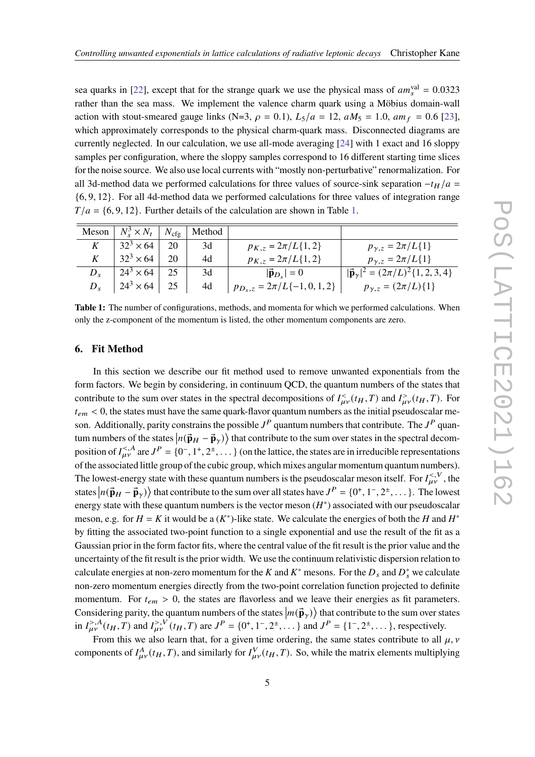sea quarks in [22], except that for the strange quark we use the physical mass of $am_s^{\rm val} = 0.0323$ rather than the sea mass. We implement the valence charm quark using a Möbius domain-wall action with stout-smeared gauge links (N=3, $\rho = 0.1$), $L_5/a = 12$, $aM_5 = 1.0$, $am_f = 0.6$ [23], which approximately corresponds to the physical charm-quark mass. Disconnected diagrams are currently neglected. In our calculation, we use all-mode averaging [24] with 1 exact and 16 sloppy samples per configuration, where the sloppy samples correspond to 16 different starting time slices for the noise source. We also use local currents with "mostly non-perturbative" renormalization. For all 3d-method data we performed calculations for three values of source-sink separation $-t_H/a = \{6, 9, 12\}$. For all 4d-method data we performed calculations for three values of integration range $T/a = \{6, 9, 12\}$. Further details of the calculation are shown in Table 1.

| Meson | $N_s^3 \times N_t$ | $N_{\rm cfg}$ | Method | | |
|---|---|---|---|---|---|
| $K$ | $32^3 \times 64$ | 20 | 3d | $p_{K,z} = 2\pi/L\{1, 2\}$ | $p_{\gamma,z} = 2\pi/L\{1\}$ |
| $K$ | $32^3 \times 64$ | 20 | 4d | $p_{K,z} = 2\pi/L\{1, 2\}$ | $p_{\gamma,z} = 2\pi/L\{1\}$ |
| $D_s$ | $24^3 \times 64$ | 25 | 3d | $\lvert\vec{\mathbf{p}}_{D_s}\rvert = 0$ | $\lvert\vec{\mathbf{p}}_\gamma\rvert^2 = (2\pi/L)^2\{1, 2, 3, 4\}$ |
| $D_s$ | $24^3 \times 64$ | 25 | 4d | $p_{D_s,z} = 2\pi/L\{-1, 0, 1, 2\}$ | $p_{\gamma,z} = (2\pi/L)\{1\}$ |

**Table 1:** The number of configurations, methods, and momenta for which we performed calculations. When only the z-component of the momentum is listed, the other momentum components are zero.

## 6. Fit Method

In this section we describe our fit method used to remove unwanted exponentials from the form factors. We begin by considering, in continuum QCD, the quantum numbers of the states that contribute to the sum over states in the spectral decompositions of $I^{<}_{\mu\nu}(t_H, T)$ and $I^{>}_{\mu\nu}(t_H, T)$. For $t_{em} < 0$, the states must have the same quark-flavor quantum numbers as the initial pseudoscalar meson. Additionally, parity constrains the possible $J^P$ quantum numbers that contribute. The $J^P$ quantum numbers of the states $\left|n(\vec{\mathbf{p}}_H - \vec{\mathbf{p}}_\gamma)\right\rangle$ that contribute to the sum over states in the spectral decomposition of $I^{<,A}_{\mu\nu}$ are $J^P = \{0^-, 1^+, 2^\pm, \dots\}$ (on the lattice, the states are in irreducible representations of the associated little group of the cubic group, which mixes angular momentum quantum numbers). The lowest-energy state with these quantum numbers is the pseudoscalar meson itself. For $I^{<,V}_{\mu\nu}$, the states $\left|n(\vec{\mathbf{p}}_H - \vec{\mathbf{p}}_\gamma)\right\rangle$ that contribute to the sum over all states have $J^P = \{0^+, 1^-, 2^\pm, \dots\}$. The lowest energy state with these quantum numbers is the vector meson ($H^*$) associated with our pseudoscalar meson, e.g. for $H = K$ it would be a ($K^*$)-like state. We calculate the energies of both the $H$ and $H^*$ by fitting the associated two-point function to a single exponential and use the result of the fit as a Gaussian prior in the form factor fits, where the central value of the fit result is the prior value and the uncertainty of the fit result is the prior width. We use the continuum relativistic dispersion relation to calculate energies at non-zero momentum for the $K$ and $K^*$ mesons. For the $D_s$ and $D_s^*$ we calculate non-zero momentum energies directly from the two-point correlation function projected to definite momentum. For $t_{em} > 0$, the states are flavorless and we leave their energies as fit parameters. Considering parity, the quantum numbers of the states $\left|m(\vec{\mathbf{p}}_\gamma)\right\rangle$ that contribute to the sum over states in $I^{>,A}_{\mu\nu}(t_H, T)$ and $I^{>,V}_{\mu\nu}(t_H, T)$ are $J^P = \{0^+, 1^-, 2^\pm, \dots\}$ and $J^P = \{1^-, 2^\pm, \dots\}$, respectively.

From this we also learn that, for a given time ordering, the same states contribute to all $\mu, \nu$ components of $I^A_{\mu\nu}(t_H, T)$, and similarly for $I^V_{\mu\nu}(t_H, T)$. So, while the matrix elements multiplying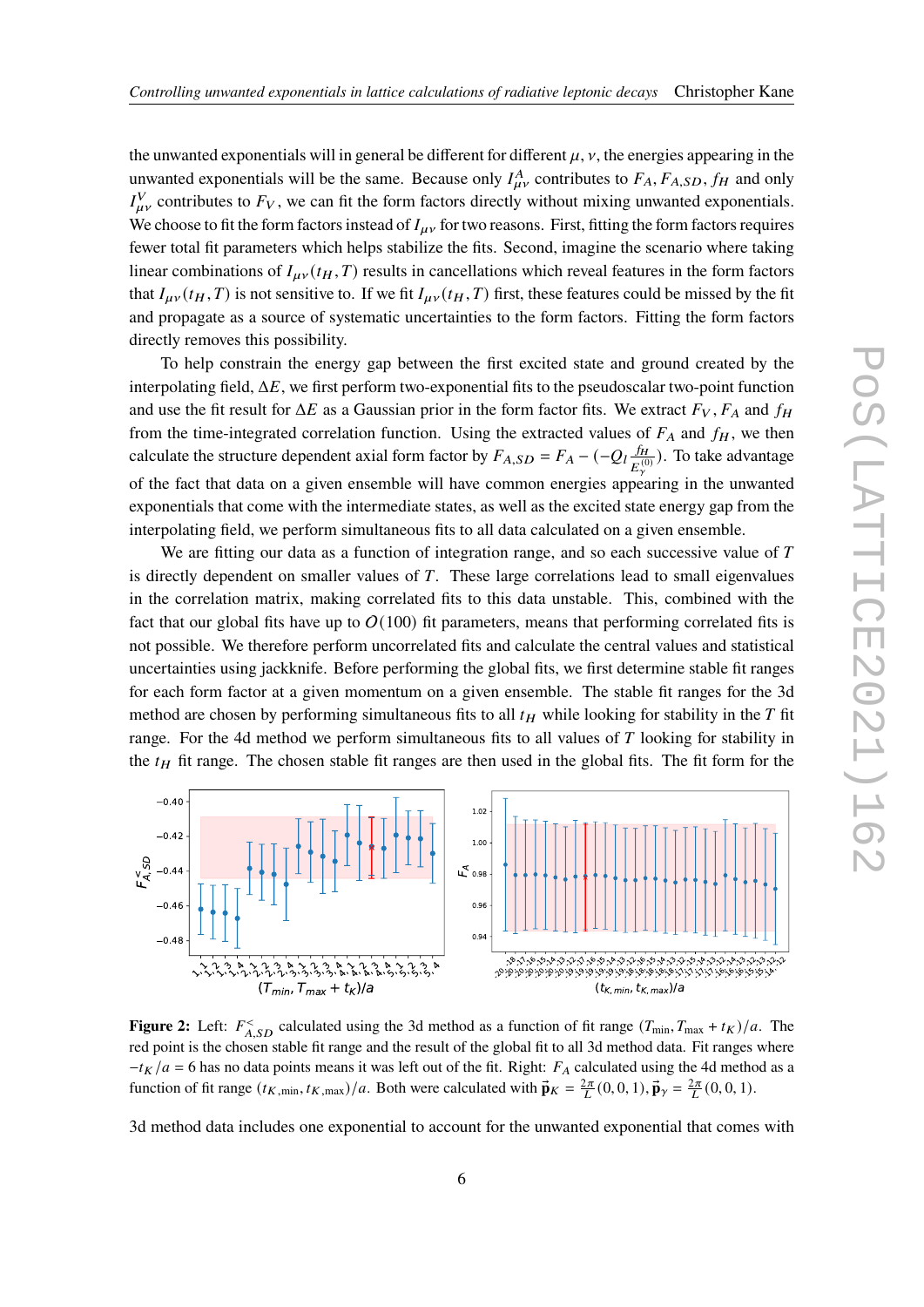the unwanted exponentials will in general be different for different $\mu, \nu$, the energies appearing in the unwanted exponentials will be the same. Because only $I^A_{\mu\nu}$ contributes to $F_A, F_{A,SD}, f_H$ and only $I^V_{\mu\nu}$ contributes to $F_V$, we can fit the form factors directly without mixing unwanted exponentials. We choose to fit the form factors instead of $I_{\mu\nu}$ for two reasons. First, fitting the form factors requires fewer total fit parameters which helps stabilize the fits. Second, imagine the scenario where taking linear combinations of $I_{\mu\nu}(t_H, T)$ results in cancellations which reveal features in the form factors that $I_{\mu\nu}(t_H, T)$ is not sensitive to. If we fit $I_{\mu\nu}(t_H, T)$ first, these features could be missed by the fit and propagate as a source of systematic uncertainties to the form factors. Fitting the form factors directly removes this possibility.

To help constrain the energy gap between the first excited state and ground created by the interpolating field, $\Delta E$, we first perform two-exponential fits to the pseudoscalar two-point function and use the fit result for $\Delta E$ as a Gaussian prior in the form factor fits. We extract $F_V$, $F_A$ and $f_H$ from the time-integrated correlation function. Using the extracted values of $F_A$ and $f_H$, we then calculate the structure dependent axial form factor by $F_{A,SD} = F_A - (-Q_l \frac{f_H}{E_\gamma^{(0)}})$. To take advantage of the fact that data on a given ensemble will have common energies appearing in the unwanted exponentials that come with the intermediate states, as well as the excited state energy gap from the interpolating field, we perform simultaneous fits to all data calculated on a given ensemble.

We are fitting our data as a function of integration range, and so each successive value of $T$ is directly dependent on smaller values of $T$. These large correlations lead to small eigenvalues in the correlation matrix, making correlated fits to this data unstable. This, combined with the fact that our global fits have up to $O(100)$ fit parameters, means that performing correlated fits is not possible. We therefore perform uncorrelated fits and calculate the central values and statistical uncertainties using jackknife. Before performing the global fits, we first determine stable fit ranges for each form factor at a given momentum on a given ensemble. The stable fit ranges for the 3d method are chosen by performing simultaneous fits to all $t_H$ while looking for stability in the $T$ fit range. For the 4d method we perform simultaneous fits to all values of $T$ looking for stability in the $t_H$ fit range. The chosen stable fit ranges are then used in the global fits. The fit form for the

**Figure 2:** Left: $F^<_{A,SD}$ calculated using the 3d method as a function of fit range $(T_{\min}, T_{\max} + t_K)/a$. The red point is the chosen stable fit range and the result of the global fit to all 3d method data. Fit ranges where $-t_K/a = 6$ has no data points means it was left out of the fit. Right: $F_A$ calculated using the 4d method as a function of fit range $(t_{K,\min}, t_{K,\max})/a$. Both were calculated with $\vec{\mathbf{p}}_K = \frac{2\pi}{L}(0,0,1), \vec{\mathbf{p}}_\gamma = \frac{2\pi}{L}(0,0,1)$.

3d method data includes one exponential to account for the unwanted exponential that comes with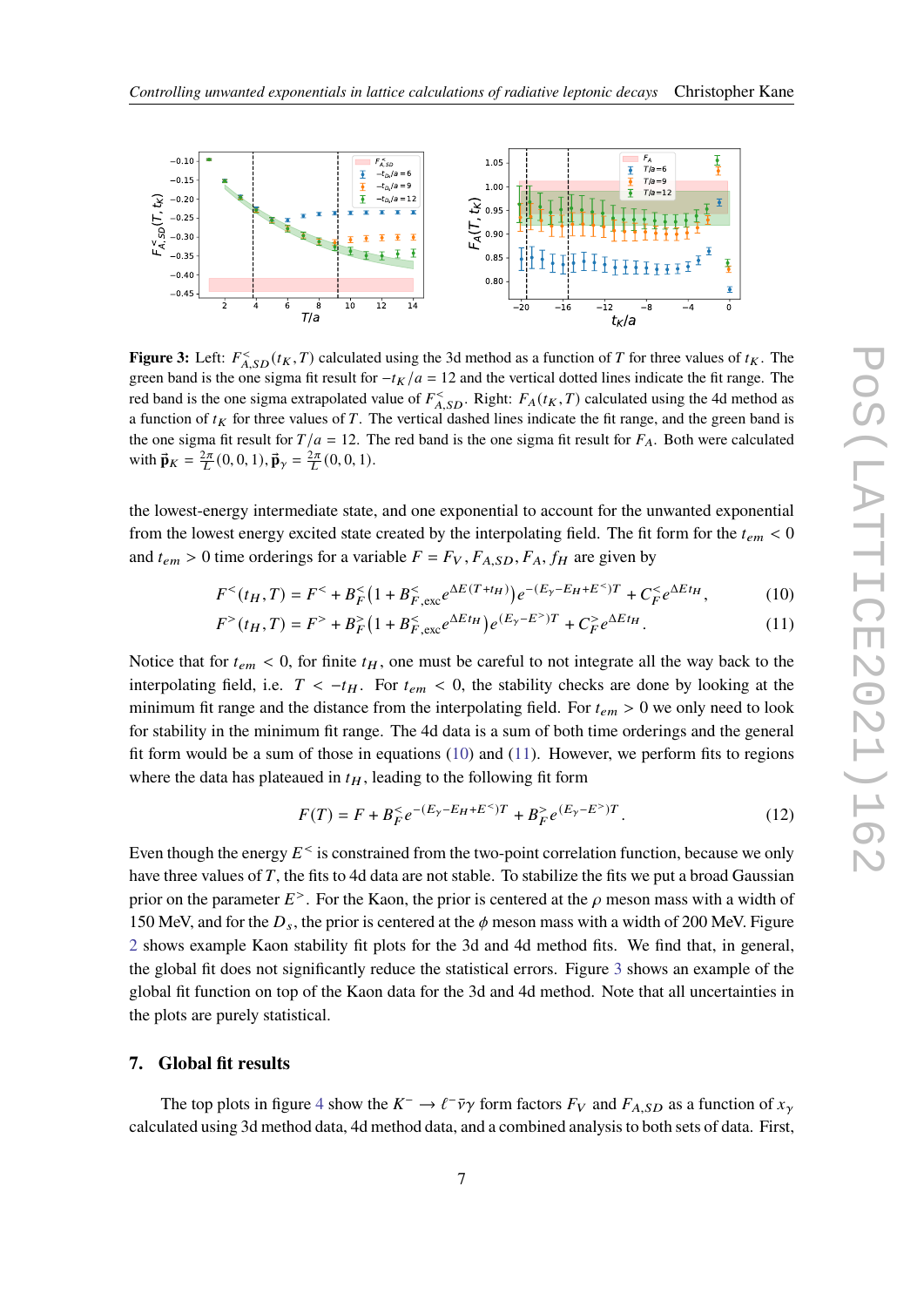**Figure 3:** Left: $F^{<}_{A,SD}(t_K, T)$ calculated using the 3d method as a function of $T$ for three values of $t_K$. The green band is the one sigma fit result for $-t_K/a = 12$ and the vertical dotted lines indicate the fit range. The red band is the one sigma extrapolated value of $F^{<}_{A,SD}$. Right: $F_A(t_K, T)$ calculated using the 4d method as a function of $t_K$ for three values of $T$. The vertical dashed lines indicate the fit range, and the green band is the one sigma fit result for $T/a = 12$. The red band is the one sigma fit result for $F_A$. Both were calculated with $\vec{\mathbf{p}}_K = \frac{2\pi}{L}(0, 0, 1), \vec{\mathbf{p}}_\gamma = \frac{2\pi}{L}(0, 0, 1)$.

the lowest-energy intermediate state, and one exponential to account for the unwanted exponential from the lowest energy excited state created by the interpolating field. The fit form for the $t_{em} < 0$ and $t_{em} > 0$ time orderings for a variable $F = F_V, F_{A,SD}, F_A, f_H$ are given by

$$F^{<}(t_H, T) = F^{<} + B^{<}_F\left(1 + B^{<}_{F,\text{exc}}e^{\Delta E(T+t_H)}\right)e^{-(E_\gamma - E_H + E^{<})T} + C^{<}_F e^{\Delta E t_H}, \tag{10}$$

$$F^{>}(t_H, T) = F^{>} + B^{>}_F\left(1 + B^{>}_{F,\text{exc}}e^{\Delta E t_H}\right)e^{(E_\gamma - E^{>})T} + C^{>}_F e^{\Delta E t_H}. \tag{11}$$

Notice that for $t_{em} < 0$, for finite $t_H$, one must be careful to not integrate all the way back to the interpolating field, i.e. $T < -t_H$. For $t_{em} < 0$, the stability checks are done by looking at the minimum fit range and the distance from the interpolating field. For $t_{em} > 0$ we only need to look for stability in the minimum fit range. The 4d data is a sum of both time orderings and the general fit form would be a sum of those in equations (10) and (11). However, we perform fits to regions where the data has plateaued in $t_H$, leading to the following fit form

$$F(T) = F + B^{<}_F e^{-(E_\gamma - E_H + E^{<})T} + B^{>}_F e^{(E_\gamma - E^{>})T}. \tag{12}$$

Even though the energy $E^{<}$ is constrained from the two-point correlation function, because we only have three values of $T$, the fits to 4d data are not stable. To stabilize the fits we put a broad Gaussian prior on the parameter $E^{>}$. For the Kaon, the prior is centered at the $\rho$ meson mass with a width of 150 MeV, and for the $D_s$, the prior is centered at the $\phi$ meson mass with a width of 200 MeV. Figure 2 shows example Kaon stability fit plots for the 3d and 4d method fits. We find that, in general, the global fit does not significantly reduce the statistical errors. Figure 3 shows an example of the global fit function on top of the Kaon data for the 3d and 4d method. Note that all uncertainties in the plots are purely statistical.

## 7. Global fit results

The top plots in figure 4 show the $K^- \to \ell^- \bar{\nu}\gamma$ form factors $F_V$ and $F_{A,SD}$ as a function of $x_\gamma$ calculated using 3d method data, 4d method data, and a combined analysis to both sets of data. First,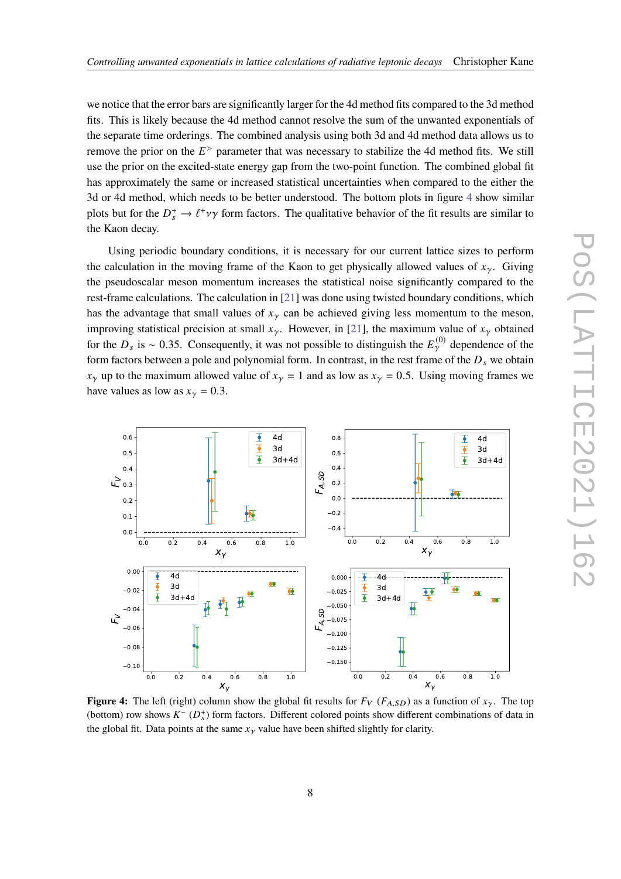we notice that the error bars are significantly larger for the 4d method fits compared to the 3d method fits. This is likely because the 4d method cannot resolve the sum of the unwanted exponentials of the separate time orderings. The combined analysis using both 3d and 4d method data allows us to remove the prior on the $E^{>}$ parameter that was necessary to stabilize the 4d method fits. We still use the prior on the excited-state energy gap from the two-point function. The combined global fit has approximately the same or increased statistical uncertainties when compared to the either the 3d or 4d method, which needs to be better understood. The bottom plots in figure 4 show similar plots but for the $D_s^+ \to \ell^+ \nu \gamma$ form factors. The qualitative behavior of the fit results are similar to the Kaon decay.

Using periodic boundary conditions, it is necessary for our current lattice sizes to perform the calculation in the moving frame of the Kaon to get physically allowed values of $x_\gamma$. Giving the pseudoscalar meson momentum increases the statistical noise significantly compared to the rest-frame calculations. The calculation in [21] was done using twisted boundary conditions, which has the advantage that small values of $x_\gamma$ can be achieved giving less momentum to the meson, improving statistical precision at small $x_\gamma$. However, in [21], the maximum value of $x_\gamma$ obtained for the $D_s$ is $\sim 0.35$. Consequently, it was not possible to distinguish the $E_\gamma^{(0)}$ dependence of the form factors between a pole and polynomial form. In contrast, in the rest frame of the $D_s$ we obtain $x_\gamma$ up to the maximum allowed value of $x_\gamma = 1$ and as low as $x_\gamma = 0.5$. Using moving frames we have values as low as $x_\gamma = 0.3$.

**Figure 4:** The left (right) column show the global fit results for $F_V$ ($F_{A,SD}$) as a function of $x_\gamma$. The top (bottom) row shows $K^-$ ($D_s^+$) form factors. Different colored points show different combinations of data in the global fit. Data points at the same $x_\gamma$ value have been shifted slightly for clarity.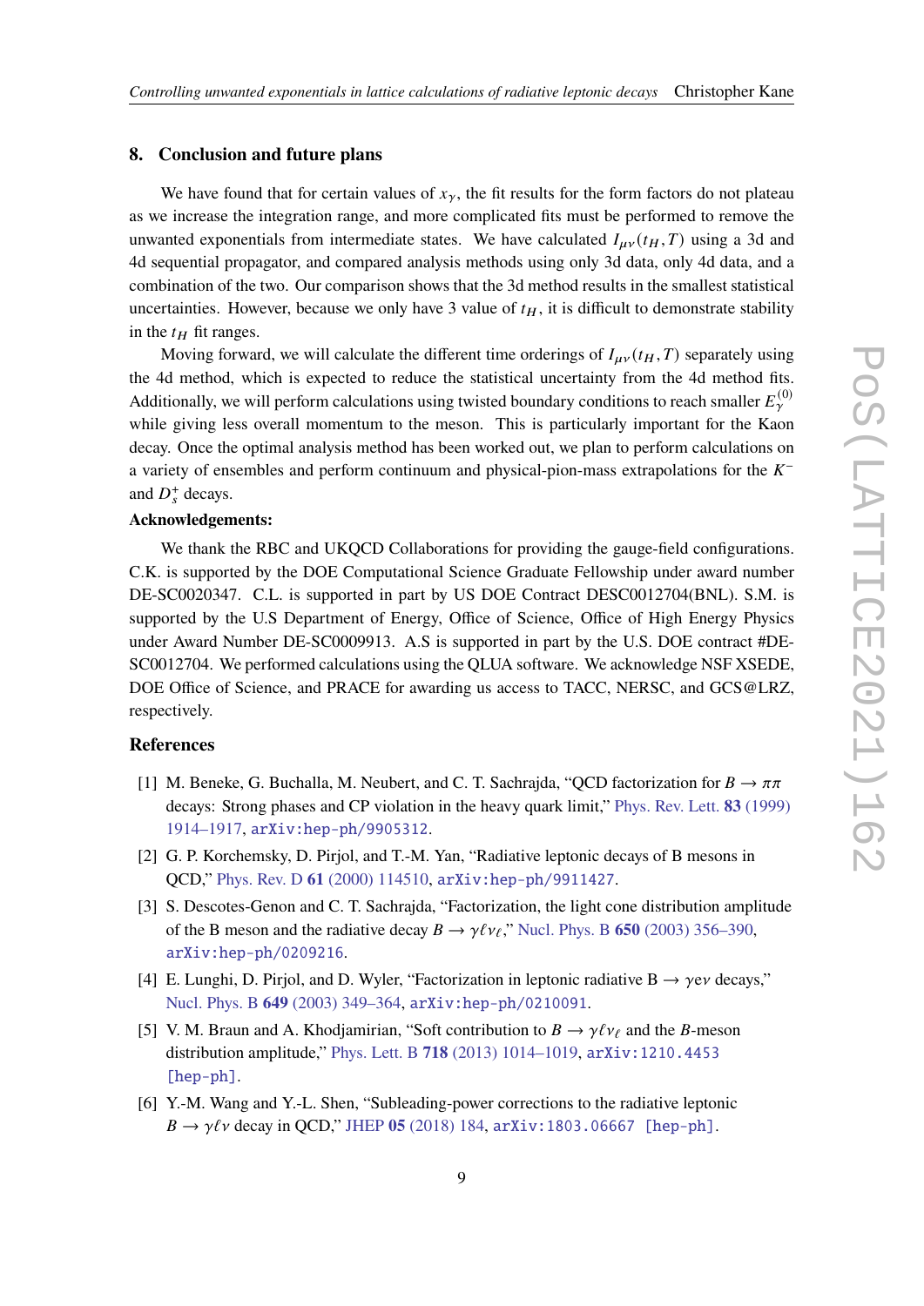## 8. Conclusion and future plans

We have found that for certain values of $x_\gamma$, the fit results for the form factors do not plateau as we increase the integration range, and more complicated fits must be performed to remove the unwanted exponentials from intermediate states. We have calculated $I_{\mu\nu}(t_H, T)$ using a 3d and 4d sequential propagator, and compared analysis methods using only 3d data, only 4d data, and a combination of the two. Our comparison shows that the 3d method results in the smallest statistical uncertainties. However, because we only have 3 value of $t_H$, it is difficult to demonstrate stability in the $t_H$ fit ranges.

Moving forward, we will calculate the different time orderings of $I_{\mu\nu}(t_H, T)$ separately using the 4d method, which is expected to reduce the statistical uncertainty from the 4d method fits. Additionally, we will perform calculations using twisted boundary conditions to reach smaller $E_\gamma^{(0)}$ while giving less overall momentum to the meson. This is particularly important for the Kaon decay. Once the optimal analysis method has been worked out, we plan to perform calculations on a variety of ensembles and perform continuum and physical-pion-mass extrapolations for the $K^-$ and $D_s^+$ decays.

**Acknowledgements:**

We thank the RBC and UKQCD Collaborations for providing the gauge-field configurations. C.K. is supported by the DOE Computational Science Graduate Fellowship under award number DE-SC0020347. C.L. is supported in part by US DOE Contract DESC0012704(BNL). S.M. is supported by the U.S Department of Energy, Office of Science, Office of High Energy Physics under Award Number DE-SC0009913. A.S is supported in part by the U.S. DOE contract #DE-SC0012704. We performed calculations using the QLUA software. We acknowledge NSF XSEDE, DOE Office of Science, and PRACE for awarding us access to TACC, NERSC, and GCS@LRZ, respectively.

## References

[1] M. Beneke, G. Buchalla, M. Neubert, and C. T. Sachrajda, "QCD factorization for $B \to \pi\pi$ decays: Strong phases and CP violation in the heavy quark limit," Phys. Rev. Lett. **83** (1999) 1914–1917, arXiv:hep-ph/9905312.

[2] G. P. Korchemsky, D. Pirjol, and T.-M. Yan, "Radiative leptonic decays of B mesons in QCD," Phys. Rev. D **61** (2000) 114510, arXiv:hep-ph/9911427.

[3] S. Descotes-Genon and C. T. Sachrajda, "Factorization, the light cone distribution amplitude of the B meson and the radiative decay $B \to \gamma \ell \nu_\ell$," Nucl. Phys. B **650** (2003) 356–390, arXiv:hep-ph/0209216.

[4] E. Lunghi, D. Pirjol, and D. Wyler, "Factorization in leptonic radiative $B \to \gamma e \nu$ decays," Nucl. Phys. B **649** (2003) 349–364, arXiv:hep-ph/0210091.

[5] V. M. Braun and A. Khodjamirian, "Soft contribution to $B \to \gamma \ell \nu_\ell$ and the $B$-meson distribution amplitude," Phys. Lett. B **718** (2013) 1014–1019, arXiv:1210.4453 [hep-ph].

[6] Y.-M. Wang and Y.-L. Shen, "Subleading-power corrections to the radiative leptonic $B \to \gamma \ell \nu$ decay in QCD," JHEP **05** (2018) 184, arXiv:1803.06667 [hep-ph].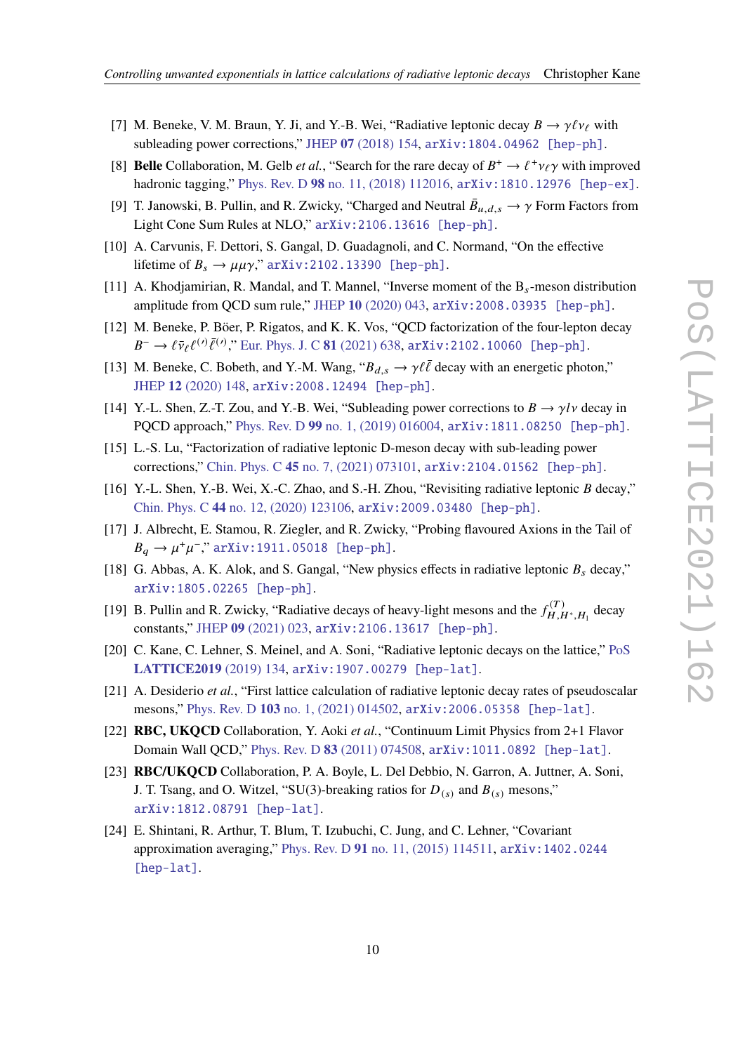[7] M. Beneke, V. M. Braun, Y. Ji, and Y.-B. Wei, "Radiative leptonic decay $B \to \gamma \ell \nu_\ell$ with subleading power corrections," JHEP **07** (2018) 154, arXiv:1804.04962 [hep-ph].

[8] **Belle** Collaboration, M. Gelb *et al.*, "Search for the rare decay of $B^+ \to \ell^+ \nu_\ell \gamma$ with improved hadronic tagging," Phys. Rev. D **98** no. 11, (2018) 112016, arXiv:1810.12976 [hep-ex].

[9] T. Janowski, B. Pullin, and R. Zwicky, "Charged and Neutral $\bar{B}_{u,d,s} \to \gamma$ Form Factors from Light Cone Sum Rules at NLO," arXiv:2106.13616 [hep-ph].

[10] A. Carvunis, F. Dettori, S. Gangal, D. Guadagnoli, and C. Normand, "On the effective lifetime of $B_s \to \mu\mu\gamma$," arXiv:2102.13390 [hep-ph].

[11] A. Khodjamirian, R. Mandal, and T. Mannel, "Inverse moment of the $\mathrm{B}_s$-meson distribution amplitude from QCD sum rule," JHEP **10** (2020) 043, arXiv:2008.03935 [hep-ph].

[12] M. Beneke, P. Böer, P. Rigatos, and K. K. Vos, "QCD factorization of the four-lepton decay $B^- \to \ell \bar{\nu}_\ell \ell^{(\prime)} \bar{\ell}^{(\prime)}$," Eur. Phys. J. C **81** (2021) 638, arXiv:2102.10060 [hep-ph].

[13] M. Beneke, C. Bobeth, and Y.-M. Wang, "$B_{d,s} \to \gamma \ell \bar{\ell}$ decay with an energetic photon," JHEP **12** (2020) 148, arXiv:2008.12494 [hep-ph].

[14] Y.-L. Shen, Z.-T. Zou, and Y.-B. Wei, "Subleading power corrections to $B \to \gamma l \nu$ decay in PQCD approach," Phys. Rev. D **99** no. 1, (2019) 016004, arXiv:1811.08250 [hep-ph].

[15] L.-S. Lu, "Factorization of radiative leptonic D-meson decay with sub-leading power corrections," Chin. Phys. C **45** no. 7, (2021) 073101, arXiv:2104.01562 [hep-ph].

[16] Y.-L. Shen, Y.-B. Wei, X.-C. Zhao, and S.-H. Zhou, "Revisiting radiative leptonic $B$ decay," Chin. Phys. C **44** no. 12, (2020) 123106, arXiv:2009.03480 [hep-ph].

[17] J. Albrecht, E. Stamou, R. Ziegler, and R. Zwicky, "Probing flavoured Axions in the Tail of $B_q \to \mu^+\mu^-$," arXiv:1911.05018 [hep-ph].

[18] G. Abbas, A. K. Alok, and S. Gangal, "New physics effects in radiative leptonic $B_s$ decay," arXiv:1805.02265 [hep-ph].

[19] B. Pullin and R. Zwicky, "Radiative decays of heavy-light mesons and the $f^{(T)}_{H,H^*,H_1}$ decay constants," JHEP **09** (2021) 023, arXiv:2106.13617 [hep-ph].

[20] C. Kane, C. Lehner, S. Meinel, and A. Soni, "Radiative leptonic decays on the lattice," PoS **LATTICE2019** (2019) 134, arXiv:1907.00279 [hep-lat].

[21] A. Desiderio *et al.*, "First lattice calculation of radiative leptonic decay rates of pseudoscalar mesons," Phys. Rev. D **103** no. 1, (2021) 014502, arXiv:2006.05358 [hep-lat].

[22] **RBC, UKQCD** Collaboration, Y. Aoki *et al.*, "Continuum Limit Physics from 2+1 Flavor Domain Wall QCD," Phys. Rev. D **83** (2011) 074508, arXiv:1011.0892 [hep-lat].

[23] **RBC/UKQCD** Collaboration, P. A. Boyle, L. Del Debbio, N. Garron, A. Juttner, A. Soni, J. T. Tsang, and O. Witzel, "SU(3)-breaking ratios for $D_{(s)}$ and $B_{(s)}$ mesons," arXiv:1812.08791 [hep-lat].

[24] E. Shintani, R. Arthur, T. Blum, T. Izubuchi, C. Jung, and C. Lehner, "Covariant approximation averaging," Phys. Rev. D **91** no. 11, (2015) 114511, arXiv:1402.0244 [hep-lat].